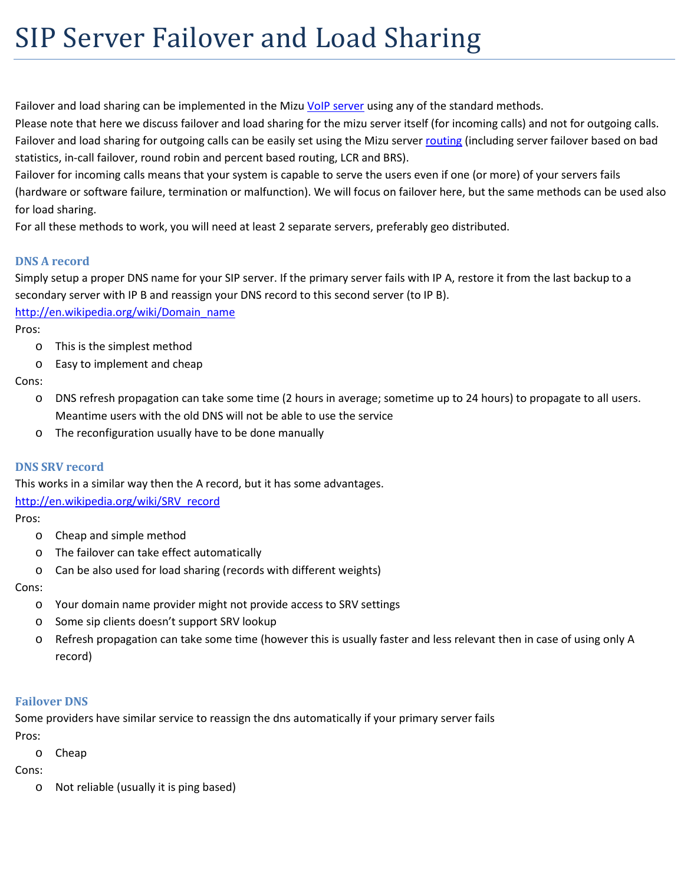# SIP Server Failover and Load Sharing

Failover and load sharing can be implemented in the Mizu [VoIP server](VoIP server) using any of the standard methods.
Please note that here we discuss failover and load sharing for the mizu server itself (for incoming calls) and not for outgoing calls.
Failover and load sharing for outgoing calls can be easily set using the Mizu server [routing](routing) (including server failover based on bad statistics, in-call failover, round robin and percent based routing, LCR and BRS).
Failover for incoming calls means that your system is capable to serve the users even if one (or more) of your servers fails (hardware or software failure, termination or malfunction). We will focus on failover here, but the same methods can be used also for load sharing.
For all these methods to work, you will need at least 2 separate servers, preferably geo distributed.

### DNS A record

Simply setup a proper DNS name for your SIP server. If the primary server fails with IP A, restore it from the last backup to a secondary server with IP B and reassign your DNS record to this second server (to IP B).
http://en.wikipedia.org/wiki/Domain_name

Pros:

- This is the simplest method
- Easy to implement and cheap

Cons:

- DNS refresh propagation can take some time (2 hours in average; sometime up to 24 hours) to propagate to all users. Meantime users with the old DNS will not be able to use the service
- The reconfiguration usually have to be done manually

### DNS SRV record

This works in a similar way then the A record, but it has some advantages.
http://en.wikipedia.org/wiki/SRV_record

Pros:

- Cheap and simple method
- The failover can take effect automatically
- Can be also used for load sharing (records with different weights)

Cons:

- Your domain name provider might not provide access to SRV settings
- Some sip clients doesn't support SRV lookup
- Refresh propagation can take some time (however this is usually faster and less relevant then in case of using only A record)

### Failover DNS

Some providers have similar service to reassign the dns automatically if your primary server fails

Pros:

- Cheap

Cons:

- Not reliable (usually it is ping based)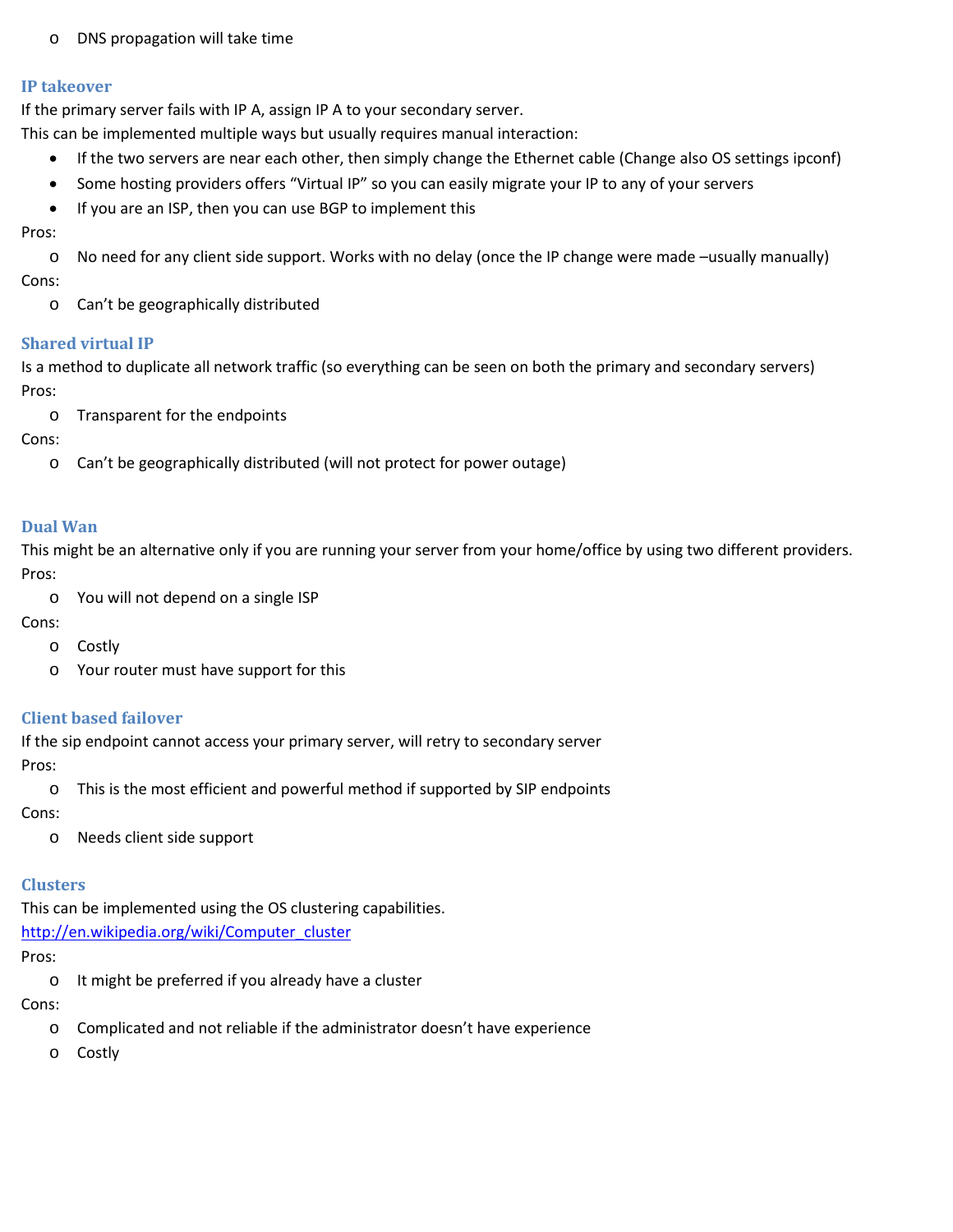- DNS propagation will take time

### IP takeover

If the primary server fails with IP A, assign IP A to your secondary server.
This can be implemented multiple ways but usually requires manual interaction:

- If the two servers are near each other, then simply change the Ethernet cable (Change also OS settings ipconf)
- Some hosting providers offers "Virtual IP" so you can easily migrate your IP to any of your servers
- If you are an ISP, then you can use BGP to implement this

Pros:

- No need for any client side support. Works with no delay (once the IP change were made –usually manually)

Cons:

- Can't be geographically distributed

### Shared virtual IP

Is a method to duplicate all network traffic (so everything can be seen on both the primary and secondary servers)

Pros:

- Transparent for the endpoints

Cons:

- Can't be geographically distributed (will not protect for power outage)

### Dual Wan

This might be an alternative only if you are running your server from your home/office by using two different providers.

Pros:

- You will not depend on a single ISP

Cons:

- Costly
- Your router must have support for this

### Client based failover

If the sip endpoint cannot access your primary server, will retry to secondary server

Pros:

- This is the most efficient and powerful method if supported by SIP endpoints

Cons:

- Needs client side support

### Clusters

This can be implemented using the OS clustering capabilities.
http://en.wikipedia.org/wiki/Computer_cluster

Pros:

- It might be preferred if you already have a cluster

Cons:

- Complicated and not reliable if the administrator doesn't have experience
- Costly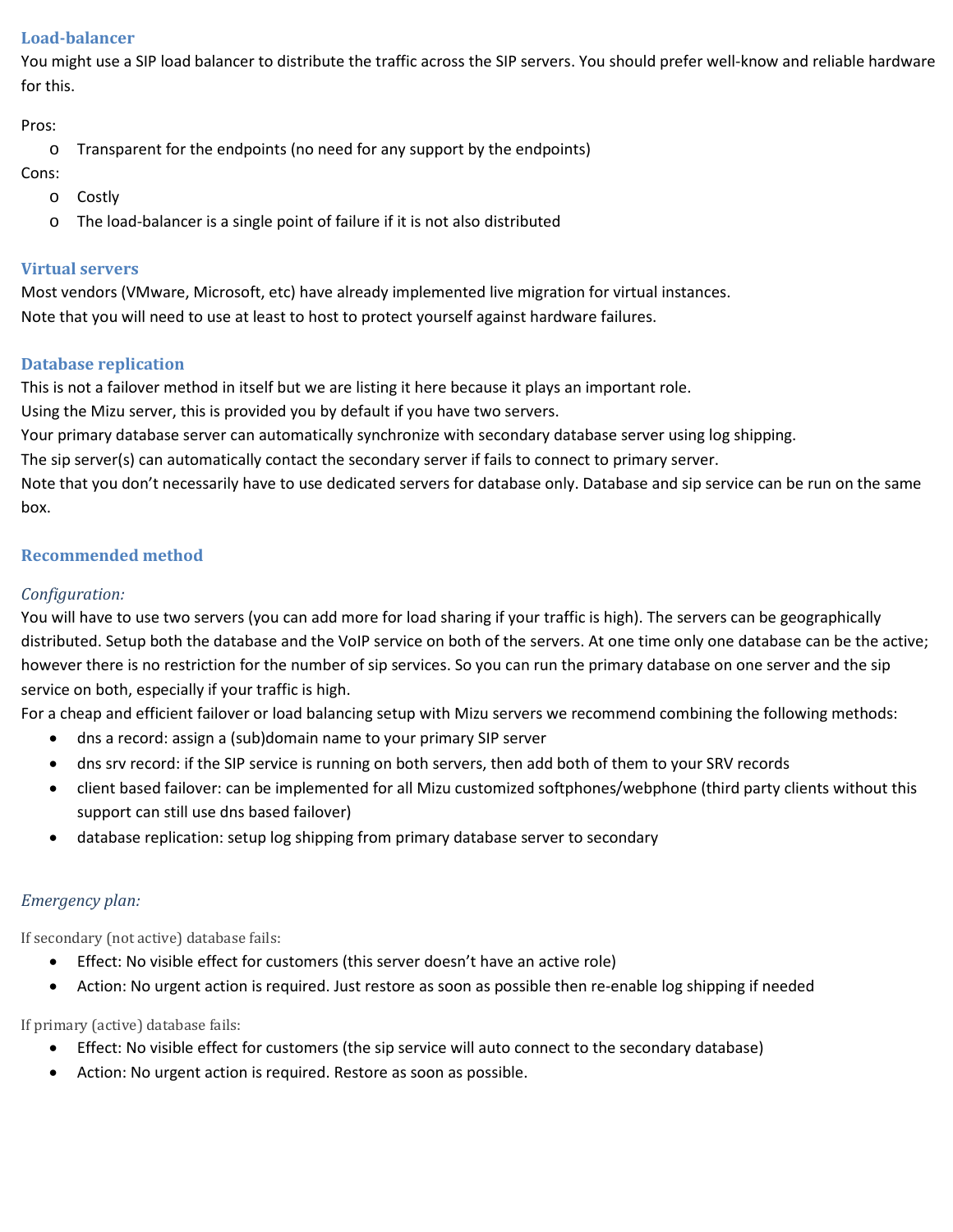### Load-balancer

You might use a SIP load balancer to distribute the traffic across the SIP servers. You should prefer well-know and reliable hardware for this.

Pros:

- Transparent for the endpoints (no need for any support by the endpoints)

Cons:

- Costly
- The load-balancer is a single point of failure if it is not also distributed

### Virtual servers

Most vendors (VMware, Microsoft, etc) have already implemented live migration for virtual instances.
Note that you will need to use at least to host to protect yourself against hardware failures.

### Database replication

This is not a failover method in itself but we are listing it here because it plays an important role.
Using the Mizu server, this is provided you by default if you have two servers.
Your primary database server can automatically synchronize with secondary database server using log shipping.
The sip server(s) can automatically contact the secondary server if fails to connect to primary server.
Note that you don't necessarily have to use dedicated servers for database only. Database and sip service can be run on the same box.

### Recommended method

#### *Configuration:*

You will have to use two servers (you can add more for load sharing if your traffic is high). The servers can be geographically distributed. Setup both the database and the VoIP service on both of the servers. At one time only one database can be the active; however there is no restriction for the number of sip services. So you can run the primary database on one server and the sip service on both, especially if your traffic is high.
For a cheap and efficient failover or load balancing setup with Mizu servers we recommend combining the following methods:

- dns a record: assign a (sub)domain name to your primary SIP server
- dns srv record: if the SIP service is running on both servers, then add both of them to your SRV records
- client based failover: can be implemented for all Mizu customized softphones/webphone (third party clients without this support can still use dns based failover)
- database replication: setup log shipping from primary database server to secondary

#### *Emergency plan:*

If secondary (not active) database fails:

- Effect: No visible effect for customers (this server doesn't have an active role)
- Action: No urgent action is required. Just restore as soon as possible then re-enable log shipping if needed

If primary (active) database fails:

- Effect: No visible effect for customers (the sip service will auto connect to the secondary database)
- Action: No urgent action is required. Restore as soon as possible.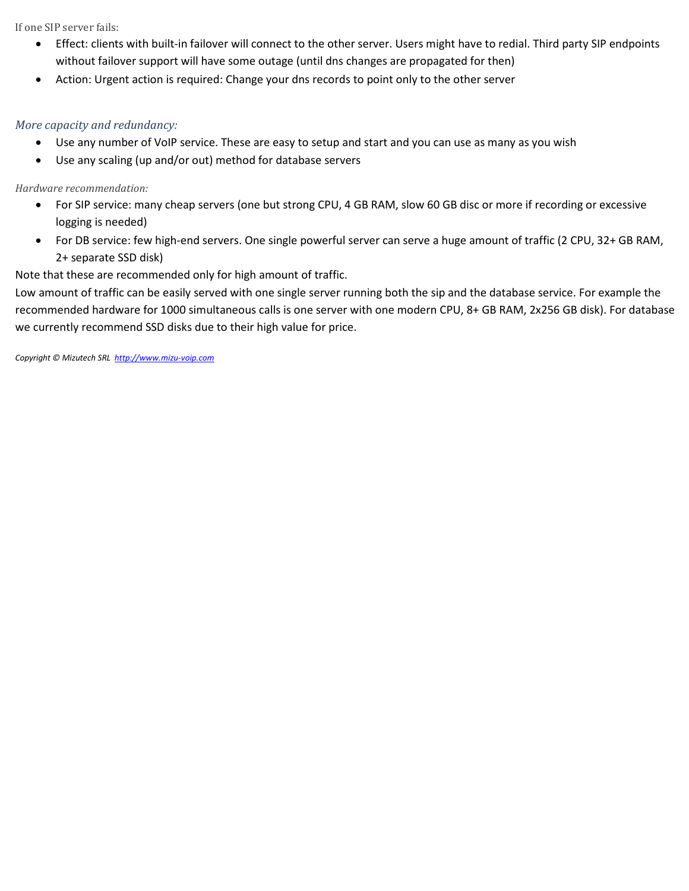If one SIP server fails:

- Effect: clients with built-in failover will connect to the other server. Users might have to redial. Third party SIP endpoints without failover support will have some outage (until dns changes are propagated for then)
- Action: Urgent action is required: Change your dns records to point only to the other server

### *More capacity and redundancy:*

- Use any number of VoIP service. These are easy to setup and start and you can use as many as you wish
- Use any scaling (up and/or out) method for database servers

*Hardware recommendation:*

- For SIP service: many cheap servers (one but strong CPU, 4 GB RAM, slow 60 GB disc or more if recording or excessive logging is needed)
- For DB service: few high-end servers. One single powerful server can serve a huge amount of traffic (2 CPU, 32+ GB RAM, 2+ separate SSD disk)

Note that these are recommended only for high amount of traffic.

Low amount of traffic can be easily served with one single server running both the sip and the database service. For example the recommended hardware for 1000 simultaneous calls is one server with one modern CPU, 8+ GB RAM, 2x256 GB disk). For database we currently recommend SSD disks due to their high value for price.

*Copyright © Mizutech SRL [http://www.mizu-voip.com](http://www.mizu-voip.com)*